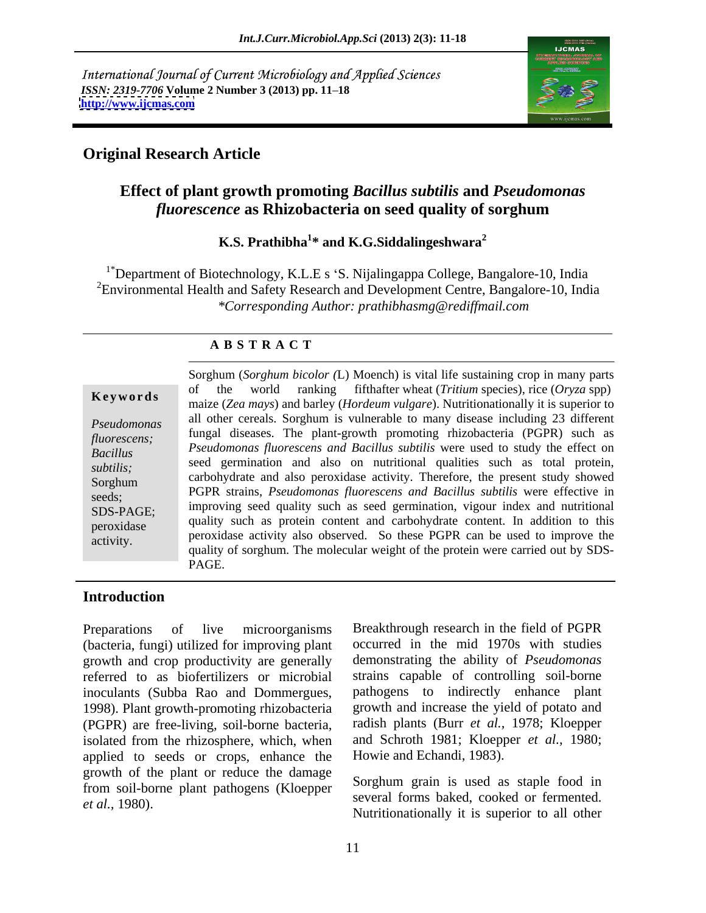International Journal of Current Microbiology and Applied Sciences
*ISSN: 2319-7706* **Volume 2 Number 3 (2013) pp. 11–18**
**http://www.ijcmas.com**

## Original Research Article

# Effect of plant growth promoting *Bacillus subtilis* and *Pseudomonas fluorescence* as Rhizobacteria on seed quality of sorghum

**K.S. Prathibha[1]* and K.G.Siddalingeshwara[2]**

[1*]Department of Biotechnology, K.L.E s 'S. Nijalingappa College, Bangalore-10, India
[2]Environmental Health and Safety Research and Development Centre, Bangalore-10, India
*\*Corresponding Author: prathibhasmg@rediffmail.com*

### A B S T R A C T

**Keywords**

*Pseudomonas fluorescens; Bacillus subtilis;* Sorghum seeds; SDS-PAGE; peroxidase activity.

Sorghum (*Sorghum bicolor (*L) Moench) is vital life sustaining crop in many parts of the world ranking fifthafter wheat (*Tritium* species), rice (*Oryza* spp) maize (*Zea mays*) and barley (*Hordeum vulgare*). Nutritionationally it is superior to all other cereals. Sorghum is vulnerable to many disease including 23 different fungal diseases. The plant-growth promoting rhizobacteria (PGPR) such as *Pseudomonas fluorescens and Bacillus subtilis* were used to study the effect on seed germination and also on nutritional qualities such as total protein, carbohydrate and also peroxidase activity. Therefore, the present study showed PGPR strains, *Pseudomonas fluorescens and Bacillus subtilis* were effective in improving seed quality such as seed germination, vigour index and nutritional quality such as protein content and carbohydrate content. In addition to this peroxidase activity also observed. So these PGPR can be used to improve the quality of sorghum. The molecular weight of the protein were carried out by SDS-PAGE.

## Introduction

Preparations of live microorganisms (bacteria, fungi) utilized for improving plant growth and crop productivity are generally referred to as biofertilizers or microbial inoculants (Subba Rao and Dommergues, 1998). Plant growth-promoting rhizobacteria (PGPR) are free-living, soil-borne bacteria, isolated from the rhizosphere, which, when applied to seeds or crops, enhance the growth of the plant or reduce the damage from soil-borne plant pathogens (Kloepper *et al.*, 1980).

Breakthrough research in the field of PGPR occurred in the mid 1970s with studies demonstrating the ability of *Pseudomonas* strains capable of controlling soil-borne pathogens to indirectly enhance plant growth and increase the yield of potato and radish plants (Burr *et al.,* 1978; Kloepper and Schroth 1981; Kloepper *et al.*, 1980; Howie and Echandi, 1983).

Sorghum grain is used as staple food in several forms baked, cooked or fermented. Nutritionationally it is superior to all other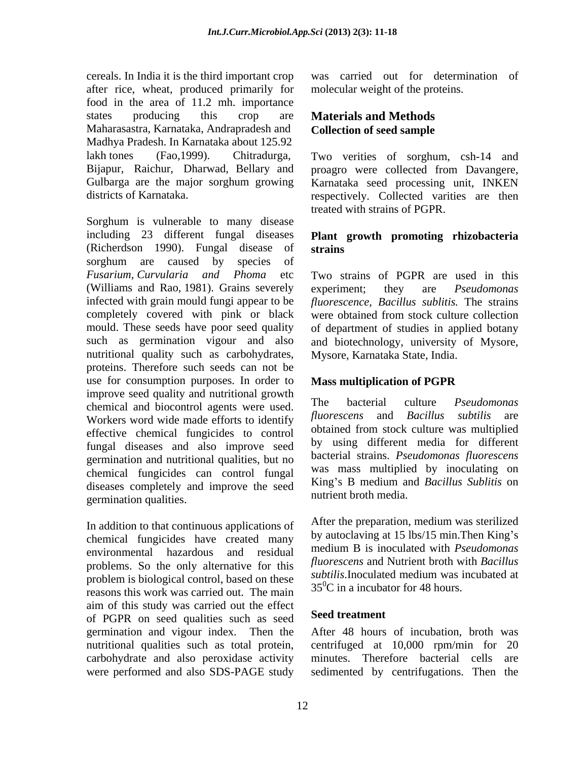cereals. In India it is the third important crop after rice, wheat, produced primarily for food in the area of 11.2 mh. importance states producing this crop are Maharasastra, Karnataka, Andrapradesh and Madhya Pradesh. In Karnataka about 125.92 lakh tones (Fao,1999). Chitradurga, Bijapur, Raichur, Dharwad, Bellary and Gulbarga are the major sorghum growing districts of Karnataka.

Sorghum is vulnerable to many disease including 23 different fungal diseases (Richerdson 1990). Fungal disease of sorghum are caused by species of *Fusarium, Curvularia and Phoma* etc (Williams and Rao, 1981). Grains severely infected with grain mould fungi appear to be completely covered with pink or black mould. These seeds have poor seed quality such as germination vigour and also nutritional quality such as carbohydrates, proteins. Therefore such seeds can not be use for consumption purposes. In order to improve seed quality and nutritional growth chemical and biocontrol agents were used. Workers word wide made efforts to identify effective chemical fungicides to control fungal diseases and also improve seed germination and nutritional qualities, but no chemical fungicides can control fungal diseases completely and improve the seed germination qualities.

In addition to that continuous applications of chemical fungicides have created many environmental hazardous and residual problems. So the only alternative for this problem is biological control, based on these reasons this work was carried out. The main aim of this study was carried out the effect of PGPR on seed qualities such as seed germination and vigour index. Then the nutritional qualities such as total protein, carbohydrate and also peroxidase activity were performed and also SDS-PAGE study was carried out for determination of molecular weight of the proteins.

## Materials and Methods

### Collection of seed sample

Two verities of sorghum, csh-14 and proagro were collected from Davangere, Karnataka seed processing unit, INKEN respectively. Collected varities are then treated with strains of PGPR.

### Plant growth promoting rhizobacteria strains

Two strains of PGPR are used in this experiment; they are *Pseudomonas fluorescence, Bacillus sublitis.* The strains were obtained from stock culture collection of department of studies in applied botany and biotechnology, university of Mysore, Mysore, Karnataka State, India.

### Mass multiplication of PGPR

The bacterial culture *Pseudomonas fluorescens* and *Bacillus subtilis* are obtained from stock culture was multiplied by using different media for different bacterial strains. *Pseudomonas fluorescens* was mass multiplied by inoculating on King's B medium and *Bacillus Sublitis* on nutrient broth media.

After the preparation, medium was sterilized by autoclaving at 15 lbs/15 min.Then King's medium B is inoculated with *Pseudomonas fluorescens* and Nutrient broth with *Bacillus subtilis*.Inoculated medium was incubated at $35^0$C in a incubator for 48 hours.

### Seed treatment

After 48 hours of incubation, broth was centrifuged at 10,000 rpm/min for 20 minutes. Therefore bacterial cells are sedimented by centrifugations. Then the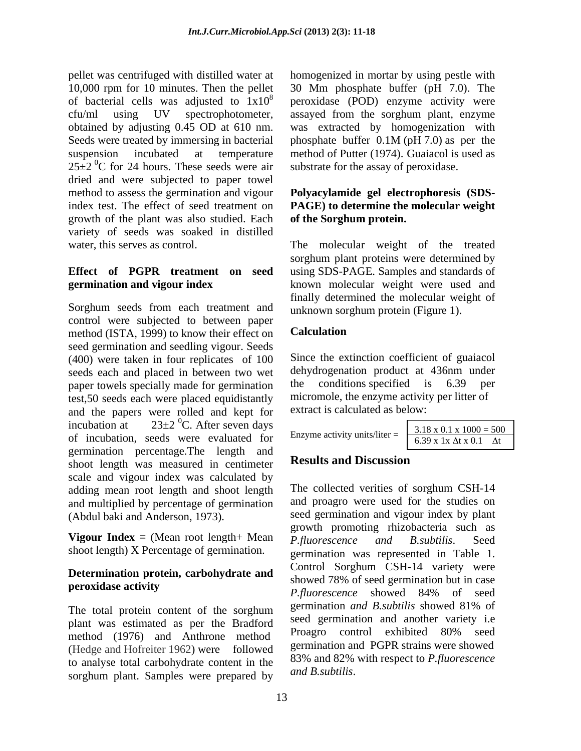pellet was centrifuged with distilled water at 10,000 rpm for 10 minutes. Then the pellet of bacterial cells was adjusted to $1x10^8$ cfu/ml using UV spectrophotometer, obtained by adjusting 0.45 OD at 610 nm. Seeds were treated by immersing in bacterial suspension incubated at temperature $25\pm2$ $^0$C for 24 hours. These seeds were air dried and were subjected to paper towel method to assess the germination and vigour index test. The effect of seed treatment on growth of the plant was also studied. Each variety of seeds was soaked in distilled water, this serves as control.

**Effect of PGPR treatment on seed germination and vigour index**

Sorghum seeds from each treatment and control were subjected to between paper method (ISTA, 1999) to know their effect on seed germination and seedling vigour. Seeds (400) were taken in four replicates of 100 seeds each and placed in between two wet paper towels specially made for germination test,50 seeds each were placed equidistantly and the papers were rolled and kept for incubation at $23\pm2$ $^0$C. After seven days of incubation, seeds were evaluated for germination percentage.The length and shoot length was measured in centimeter scale and vigour index was calculated by adding mean root length and shoot length and multiplied by percentage of germination (Abdul baki and Anderson, 1973).

**Vigour Index =** (Mean root length+ Mean shoot length) X Percentage of germination.

**Determination protein, carbohydrate and peroxidase activity**

The total protein content of the sorghum plant was estimated as per the Bradford method (1976) and Anthrone method (Hedge and Hofreiter 1962) were followed to analyse total carbohydrate content in the sorghum plant. Samples were prepared by homogenized in mortar by using pestle with 30 Mm phosphate buffer (pH 7.0). The peroxidase (POD) enzyme activity were assayed from the sorghum plant, enzyme was extracted by homogenization with phosphate buffer 0.1M (pH 7.0) as per the method of Putter (1974). Guaiacol is used as substrate for the assay of peroxidase.

**Polyacylamide gel electrophoresis (SDS-PAGE) to determine the molecular weight of the Sorghum protein.**

The molecular weight of the treated sorghum plant proteins were determined by using SDS-PAGE. Samples and standards of known molecular weight were used and finally determined the molecular weight of unknown sorghum protein (Figure 1).

**Calculation**

Since the extinction coefficient of guaiacol dehydrogenation product at 436nm under the conditions specified is 6.39 per micromole, the enzyme activity per litter of extract is calculated as below:

$$\text{Enzyme activity units/liter} = \frac{3.18 \times 0.1 \times 1000}{6.39 \times 1 \times \Delta t \times 0.1} = \frac{500}{\Delta t}$$

## Results and Discussion

The collected verities of sorghum CSH-14 and proagro were used for the studies on seed germination and vigour index by plant growth promoting rhizobacteria such as *P.fluorescence and B.subtilis*. Seed germination was represented in Table 1. Control Sorghum CSH-14 variety were showed 78% of seed germination but in case *P.fluorescence* showed 84% of seed germination *and B.subtilis* showed 81% of seed germination and another variety i.e Proagro control exhibited 80% seed germination and PGPR strains were showed 83% and 82% with respect to *P.fluorescence and B.subtilis*.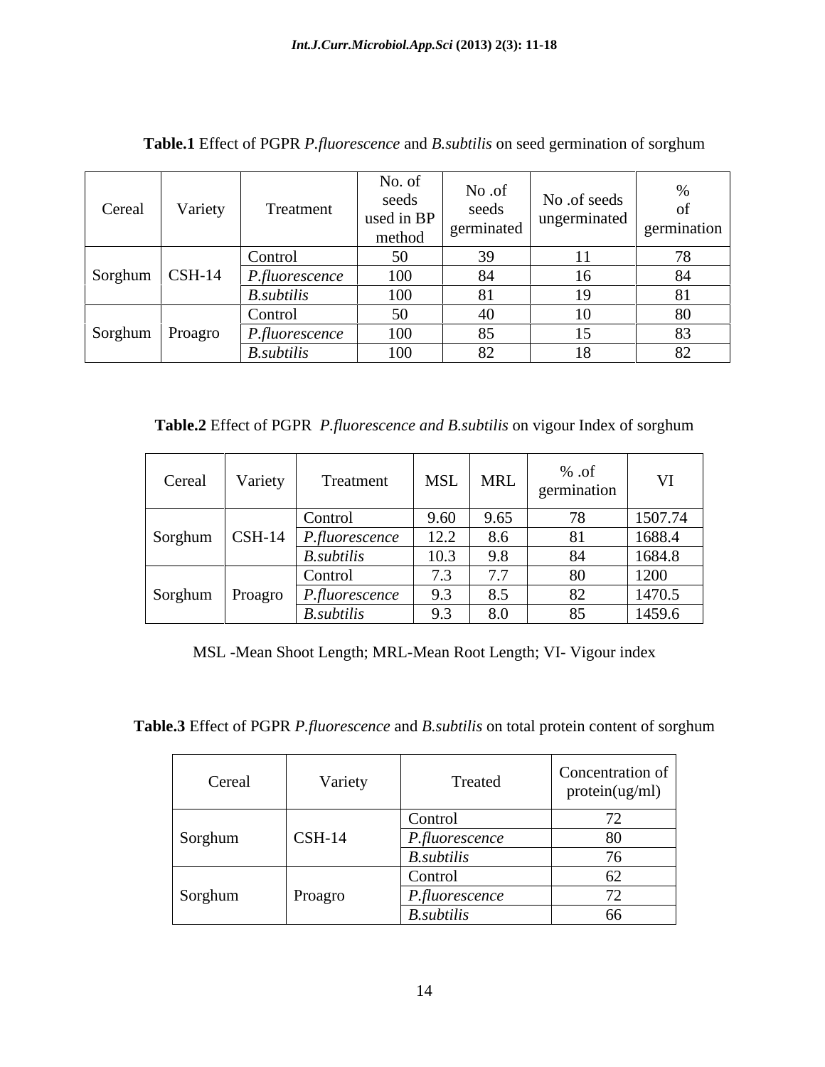**Table.1** Effect of PGPR *P.fluorescence* and *B.subtilis* on seed germination of sorghum

| Cereal | Variety | Treatment | No. of seeds used in BP method | No .of seeds germinated | No .of seeds ungerminated | % of germination |
|---|---|---|---|---|---|---|
| Sorghum | CSH-14 | Control | 50 | 39 | 11 | 78 |
| | | *P.fluorescence* | 100 | 84 | 16 | 84 |
| | | *B.subtilis* | 100 | 81 | 19 | 81 |
| Sorghum | Proagro | Control | 50 | 40 | 10 | 80 |
| | | *P.fluorescence* | 100 | 85 | 15 | 83 |
| | | *B.subtilis* | 100 | 82 | 18 | 82 |

**Table.2** Effect of PGPR *P.fluorescence and B.subtilis* on vigour Index of sorghum

| Cereal | Variety | Treatment | MSL | MRL | % .of germination | VI |
|---|---|---|---|---|---|---|
| Sorghum | CSH-14 | Control | 9.60 | 9.65 | 78 | 1507.74 |
| | | *P.fluorescence* | 12.2 | 8.6 | 81 | 1688.4 |
| | | *B.subtilis* | 10.3 | 9.8 | 84 | 1684.8 |
| Sorghum | Proagro | Control | 7.3 | 7.7 | 80 | 1200 |
| | | *P.fluorescence* | 9.3 | 8.5 | 82 | 1470.5 |
| | | *B.subtilis* | 9.3 | 8.0 | 85 | 1459.6 |

MSL -Mean Shoot Length; MRL-Mean Root Length; VI- Vigour index

**Table.3** Effect of PGPR *P.fluorescence* and *B.subtilis* on total protein content of sorghum

| Cereal | Variety | Treated | Concentration of protein(ug/ml) |
|---|---|---|---|
| Sorghum | CSH-14 | Control | 72 |
| | | *P.fluorescence* | 80 |
| | | *B.subtilis* | 76 |
| Sorghum | Proagro | Control | 62 |
| | | *P.fluorescence* | 72 |
| | | *B.subtilis* | 66 |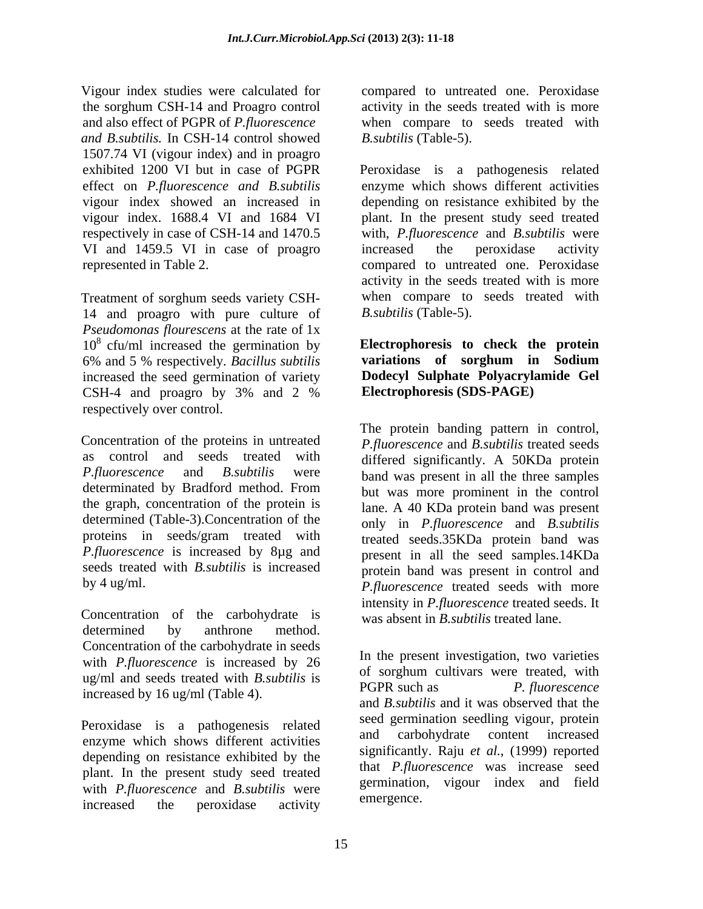Vigour index studies were calculated for the sorghum CSH-14 and Proagro control and also effect of PGPR of *P.fluorescence and B.subtilis.* In CSH-14 control showed 1507.74 VI (vigour index) and in proagro exhibited 1200 VI but in case of PGPR effect on *P.fluorescence and B.subtilis* vigour index showed an increased in vigour index. 1688.4 VI and 1684 VI respectively in case of CSH-14 and 1470.5 VI and 1459.5 VI in case of proagro represented in Table 2.

Treatment of sorghum seeds variety CSH-14 and proagro with pure culture of *Pseudomonas flourescens* at the rate of 1x $10^8$ cfu/ml increased the germination by 6% and 5 % respectively. *Bacillus subtilis* increased the seed germination of variety CSH-4 and proagro by 3% and 2 % respectively over control.

Concentration of the proteins in untreated as control and seeds treated with *P.fluorescence* and *B.subtilis* were determinated by Bradford method. From the graph, concentration of the protein is determined (Table-3).Concentration of the proteins in seeds/gram treated with *P.fluorescence* is increased by 8µg and seeds treated with *B.subtilis* is increased by 4 ug/ml.

Concentration of the carbohydrate is determined by anthrone method. Concentration of the carbohydrate in seeds with *P.fluorescence* is increased by 26 ug/ml and seeds treated with *B.subtilis* is increased by 16 ug/ml (Table 4).

Peroxidase is a pathogenesis related enzyme which shows different activities depending on resistance exhibited by the plant. In the present study seed treated with *P.fluorescence* and *B.subtilis* were increased the peroxidase activity compared to untreated one. Peroxidase activity in the seeds treated with is more when compare to seeds treated with *B.subtilis* (Table-5).

Peroxidase is a pathogenesis related enzyme which shows different activities depending on resistance exhibited by the plant. In the present study seed treated with, *P.fluorescence* and *B.subtilis* were increased the peroxidase activity compared to untreated one. Peroxidase activity in the seeds treated with is more when compare to seeds treated with *B.subtilis* (Table-5).

**Electrophoresis to check the protein variations of sorghum in Sodium Dodecyl Sulphate Polyacrylamide Gel Electrophoresis (SDS-PAGE)**

The protein banding pattern in control, *P.fluorescence* and *B.subtilis* treated seeds differed significantly. A 50KDa protein band was present in all the three samples but was more prominent in the control lane. A 40 KDa protein band was present only in *P.fluorescence* and *B.subtilis* treated seeds.35KDa protein band was present in all the seed samples.14KDa protein band was present in control and *P.fluorescence* treated seeds with more intensity in *P.fluorescence* treated seeds. It was absent in *B.subtilis* treated lane.

In the present investigation, two varieties of sorghum cultivars were treated, with PGPR such as *P. fluorescence* and *B.subtilis* and it was observed that the seed germination seedling vigour, protein and carbohydrate content increased significantly. Raju *et al.,* (1999) reported that *P.fluorescence* was increase seed germination, vigour index and field emergence.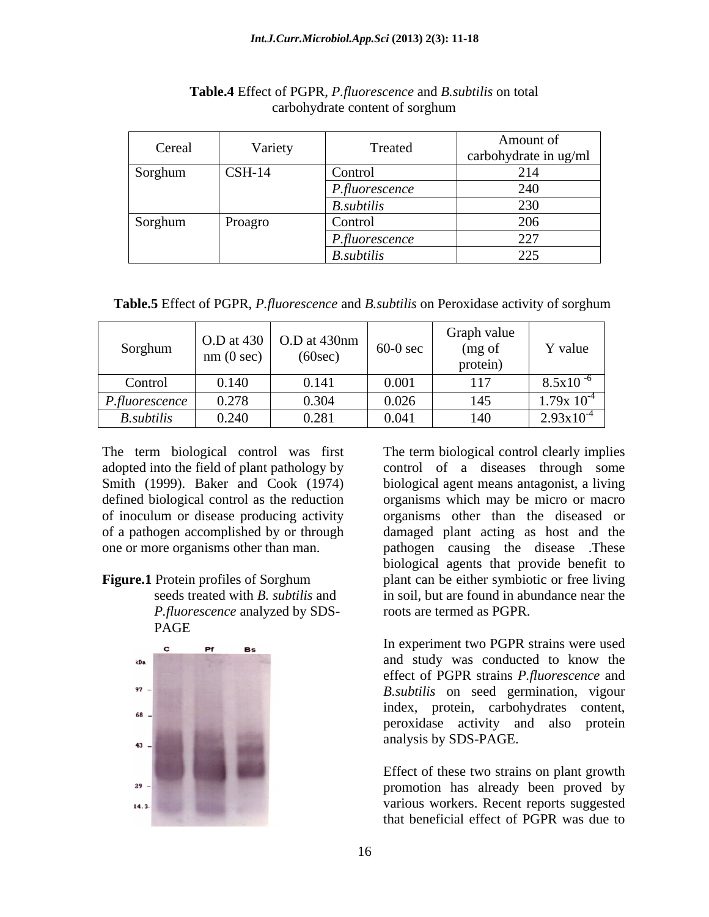**Table.4** Effect of PGPR, *P.fluorescence* and *B.subtilis* on total carbohydrate content of sorghum

| Cereal | Variety | Treated | Amount of carbohydrate in ug/ml |
|---|---|---|---|
| Sorghum | CSH-14 | Control | 214 |
| | | *P.fluorescence* | 240 |
| | | *B.subtilis* | 230 |
| Sorghum | Proagro | Control | 206 |
| | | *P.fluorescence* | 227 |
| | | *B.subtilis* | 225 |

**Table.5** Effect of PGPR, *P.fluorescence* and *B.subtilis* on Peroxidase activity of sorghum

| Sorghum | O.D at 430 nm (0 sec) | O.D at 430nm (60sec) | 60-0 sec | Graph value (mg of protein) | Y value |
|---|---|---|---|---|---|
| Control | 0.140 | 0.141 | 0.001 | 117 | $8.5x10^{-6}$ |
| *P.fluorescence* | 0.278 | 0.304 | 0.026 | 145 | $1.79x\ 10^{-4}$ |
| *B.subtilis* | 0.240 | 0.281 | 0.041 | 140 | $2.93x10^{-4}$ |

The term biological control was first adopted into the field of plant pathology by Smith (1999). Baker and Cook (1974) defined biological control as the reduction of inoculum or disease producing activity of a pathogen accomplished by or through one or more organisms other than man.

**Figure.1** Protein profiles of Sorghum seeds treated with *B. subtilis* and *P.fluorescence* analyzed by SDS-PAGE

The term biological control clearly implies control of a diseases through some biological agent means antagonist, a living organisms which may be micro or macro organisms other than the diseased or damaged plant acting as host and the pathogen causing the disease .These biological agents that provide benefit to plant can be either symbiotic or free living in soil, but are found in abundance near the roots are termed as PGPR.

In experiment two PGPR strains were used and study was conducted to know the effect of PGPR strains *P.fluorescence* and *B.subtilis* on seed germination, vigour index, protein, carbohydrates content, peroxidase activity and also protein analysis by SDS-PAGE.

Effect of these two strains on plant growth promotion has already been proved by various workers. Recent reports suggested that beneficial effect of PGPR was due to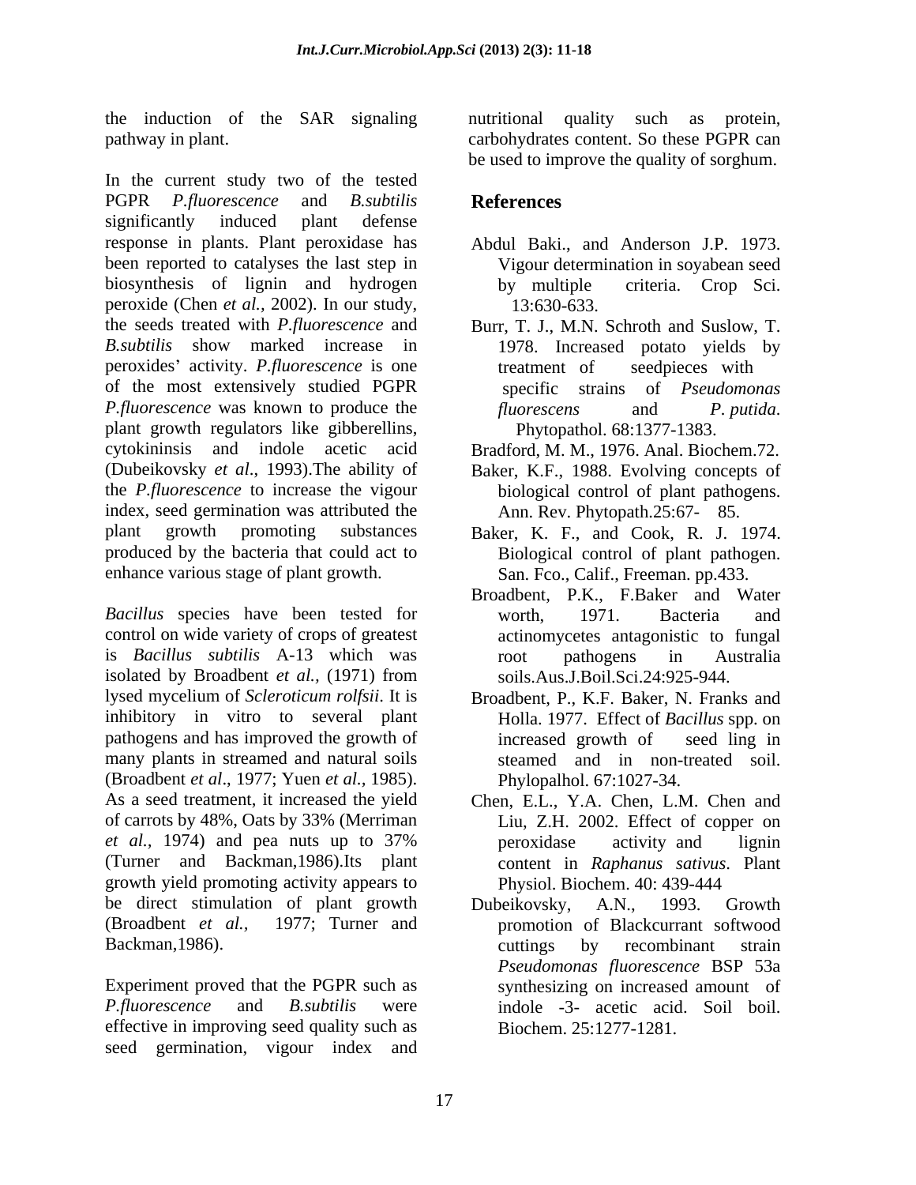the induction of the SAR signaling pathway in plant.

In the current study two of the tested PGPR *P.fluorescence* and *B.subtilis* significantly induced plant defense response in plants. Plant peroxidase has been reported to catalyses the last step in biosynthesis of lignin and hydrogen peroxide (Chen *et al.,* 2002). In our study, the seeds treated with *P.fluorescence* and *B.subtilis* show marked increase in peroxides' activity. *P.fluorescence* is one of the most extensively studied PGPR *P.fluorescence* was known to produce the plant growth regulators like gibberellins, cytokininsis and indole acetic acid (Dubeikovsky *et al*., 1993).The ability of the *P.fluorescence* to increase the vigour index, seed germination was attributed the plant growth promoting substances produced by the bacteria that could act to enhance various stage of plant growth.

*Bacillus* species have been tested for control on wide variety of crops of greatest is *Bacillus subtilis* A-13 which was isolated by Broadbent *et al.,* (1971) from lysed mycelium of *Scleroticum rolfsii*. It is inhibitory in vitro to several plant pathogens and has improved the growth of many plants in streamed and natural soils (Broadbent *et al*., 1977; Yuen *et al.,* 1985). As a seed treatment, it increased the yield of carrots by 48%, Oats by 33% (Merriman *et al.,* 1974) and pea nuts up to 37% (Turner and Backman,1986).Its plant growth yield promoting activity appears to be direct stimulation of plant growth (Broadbent *et al.,* 1977; Turner and Backman,1986).

Experiment proved that the PGPR such as *P.fluorescence* and *B.subtilis* were effective in improving seed quality such as seed germination, vigour index and nutritional quality such as protein, carbohydrates content. So these PGPR can be used to improve the quality of sorghum.

## References

Abdul Baki., and Anderson J.P. 1973. Vigour determination in soyabean seed by multiple criteria. Crop Sci. 13:630-633.

Burr, T. J., M.N. Schroth and Suslow, T. 1978. Increased potato yields by treatment of seedpieces with specific strains of *Pseudomonas fluorescens* and *P. putida*. Phytopathol. 68:1377-1383.

Bradford, M. M., 1976. Anal. Biochem.72.

Baker, K.F., 1988. Evolving concepts of biological control of plant pathogens. Ann. Rev. Phytopath.25:67- 85.

Baker, K. F., and Cook, R. J. 1974. Biological control of plant pathogen. San. Fco., Calif., Freeman. pp.433.

Broadbent, P.K., F.Baker and Water worth, 1971. Bacteria and actinomycetes antagonistic to fungal root pathogens in Australia soils.Aus.J.Boil.Sci.24:925-944.

Broadbent, P., K.F. Baker, N. Franks and Holla. 1977. Effect of *Bacillus* spp. on increased growth of seed ling in steamed and in non-treated soil. Phylopalhol. 67:1027-34.

Chen, E.L., Y.A. Chen, L.M. Chen and Liu, Z.H. 2002. Effect of copper on peroxidase activity and lignin content in *Raphanus sativus*. Plant Physiol. Biochem. 40: 439-444

Dubeikovsky, A.N., 1993. Growth promotion of Blackcurrant softwood cuttings by recombinant strain *Pseudomonas fluorescence* BSP 53a synthesizing on increased amount of indole -3- acetic acid. Soil boil. Biochem. 25:1277-1281.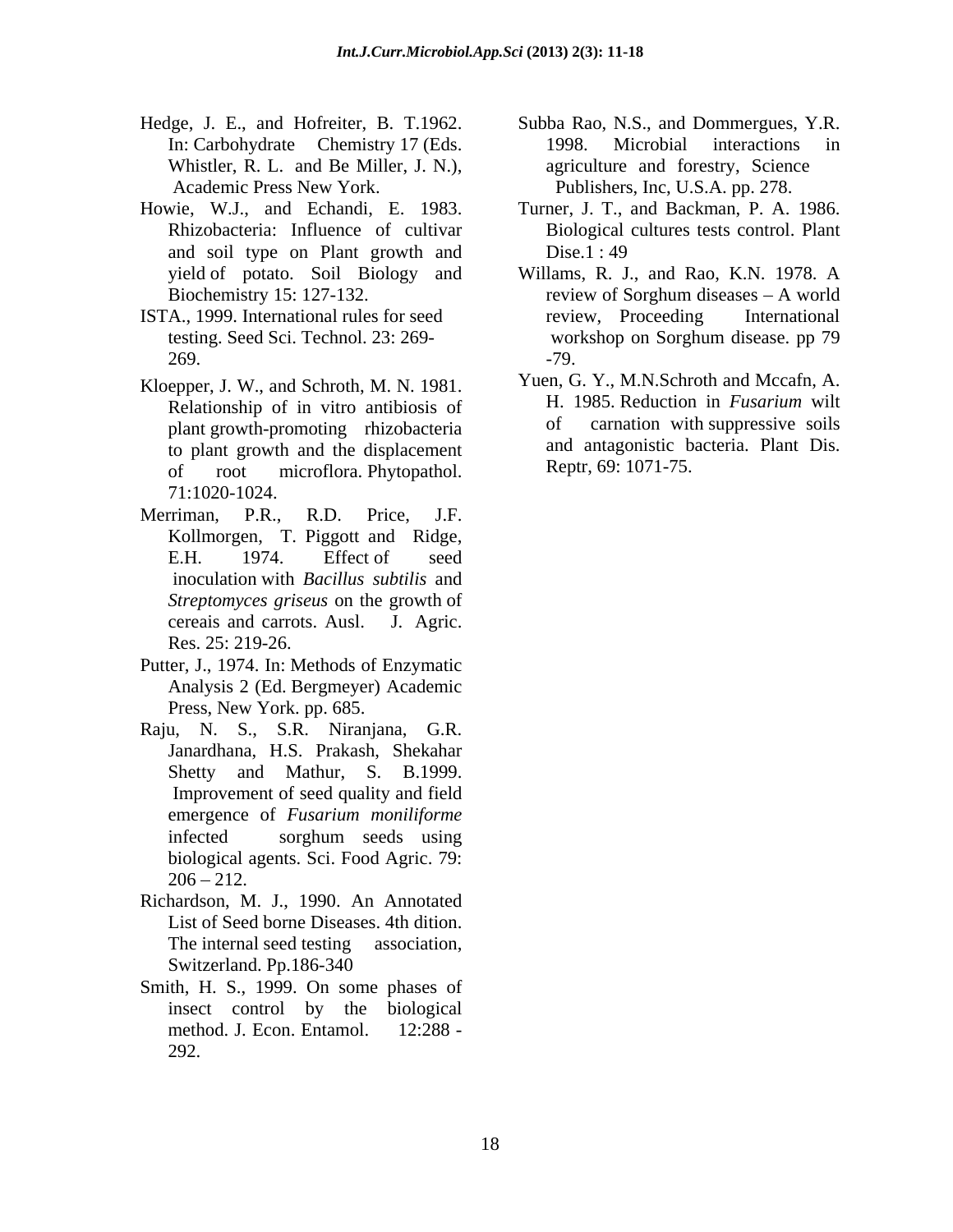Hedge, J. E., and Hofreiter, B. T.1962. In: Carbohydrate Chemistry 17 (Eds. Whistler, R. L. and Be Miller, J. N.), Academic Press New York.

Howie, W.J., and Echandi, E. 1983. Rhizobacteria: Influence of cultivar and soil type on Plant growth and yield of potato. Soil Biology and Biochemistry 15: 127-132.

ISTA., 1999. International rules for seed testing. Seed Sci. Technol. 23: 269-269.

Kloepper, J. W., and Schroth, M. N. 1981. Relationship of in vitro antibiosis of plant growth-promoting rhizobacteria to plant growth and the displacement of root microflora. Phytopathol. 71:1020-1024.

Merriman, P.R., R.D. Price, J.F. Kollmorgen, T. Piggott and Ridge, E.H. 1974. Effect of seed inoculation with *Bacillus subtilis* and *Streptomyces griseus* on the growth of cereais and carrots. Ausl. J. Agric. Res. 25: 219-26.

Putter, J., 1974. In: Methods of Enzymatic Analysis 2 (Ed. Bergmeyer) Academic Press, New York. pp. 685.

Raju, N. S., S.R. Niranjana, G.R. Janardhana, H.S. Prakash, Shekahar Shetty and Mathur, S. B.1999. Improvement of seed quality and field emergence of *Fusarium moniliforme* infected sorghum seeds using biological agents. Sci. Food Agric. 79: 206 – 212.

Richardson, M. J., 1990. An Annotated List of Seed borne Diseases. 4th dition. The internal seed testing association, Switzerland. Pp.186-340

Smith, H. S., 1999. On some phases of insect control by the biological method. J. Econ. Entamol. 12:288 - 292.

Subba Rao, N.S., and Dommergues, Y.R. 1998. Microbial interactions in agriculture and forestry, Science Publishers, Inc, U.S.A. pp. 278.

Turner, J. T., and Backman, P. A. 1986. Biological cultures tests control. Plant Dise.1 : 49

Willams, R. J., and Rao, K.N. 1978. A review of Sorghum diseases – A world review, Proceeding International workshop on Sorghum disease. pp 79 -79.

Yuen, G. Y., M.N.Schroth and Mccafn, A. H. 1985. Reduction in *Fusarium* wilt of carnation with suppressive soils and antagonistic bacteria. Plant Dis. Reptr, 69: 1071-75.